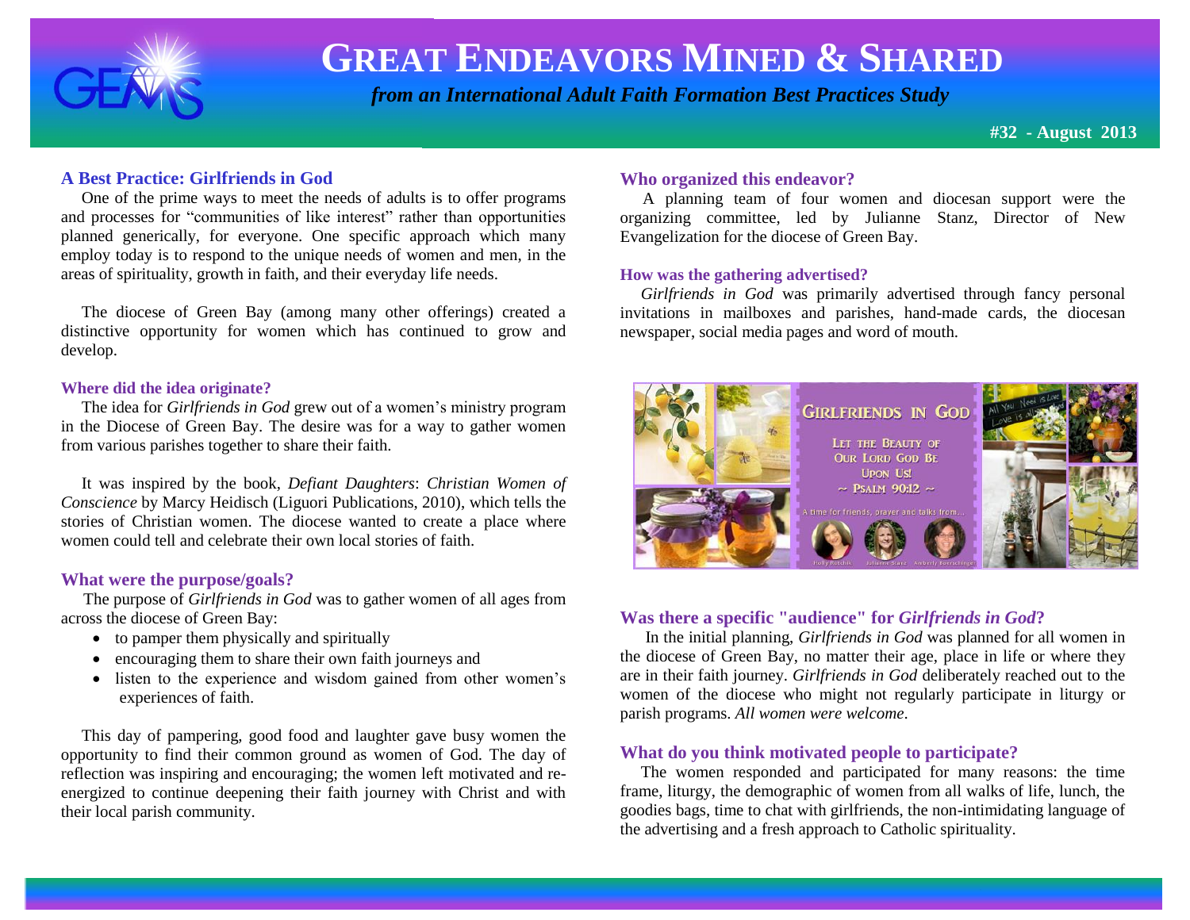# GREAT ENDEAVORS MINED & SHARED

*from an International Adult Faith Formation Best Practices Study*

**#32 - August 2013**

## A Best Practice: Girlfriends in God

One of the prime ways to meet the needs of adults is to offer programs and processes for "communities of like interest" rather than opportunities planned generically, for everyone. One specific approach which many employ today is to respond to the unique needs of women and men, in the areas of spirituality, growth in faith, and their everyday life needs.

The diocese of Green Bay (among many other offerings) created a distinctive opportunity for women which has continued to grow and develop.

### Where did the idea originate?

The idea for *Girlfriends in God* grew out of a women's ministry program in the Diocese of Green Bay. The desire was for a way to gather women from various parishes together to share their faith.

It was inspired by the book, *Defiant Daughters*: *Christian Women of Conscience* by Marcy Heidisch (Liguori Publications, 2010), which tells the stories of Christian women. The diocese wanted to create a place where women could tell and celebrate their own local stories of faith.

### What were the purpose/goals?

The purpose of *Girlfriends in God* was to gather women of all ages from across the diocese of Green Bay:

- to pamper them physically and spiritually
- encouraging them to share their own faith journeys and
- listen to the experience and wisdom gained from other women's experiences of faith.

This day of pampering, good food and laughter gave busy women the opportunity to find their common ground as women of God. The day of reflection was inspiring and encouraging; the women left motivated and re-energized to continue deepening their faith journey with Christ and with their local parish community.

### Who organized this endeavor?

A planning team of four women and diocesan support were the organizing committee, led by Julianne Stanz, Director of New Evangelization for the diocese of Green Bay.

### How was the gathering advertised?

*Girlfriends in God* was primarily advertised through fancy personal invitations in mailboxes and parishes, hand-made cards, the diocesan newspaper, social media pages and word of mouth.

### Was there a specific "audience" for *Girlfriends in God*?

In the initial planning, *Girlfriends in God* was planned for all women in the diocese of Green Bay, no matter their age, place in life or where they are in their faith journey. *Girlfriends in God* deliberately reached out to the women of the diocese who might not regularly participate in liturgy or parish programs. *All women were welcome*.

### What do you think motivated people to participate?

The women responded and participated for many reasons: the time frame, liturgy, the demographic of women from all walks of life, lunch, the goodies bags, time to chat with girlfriends, the non-intimidating language of the advertising and a fresh approach to Catholic spirituality.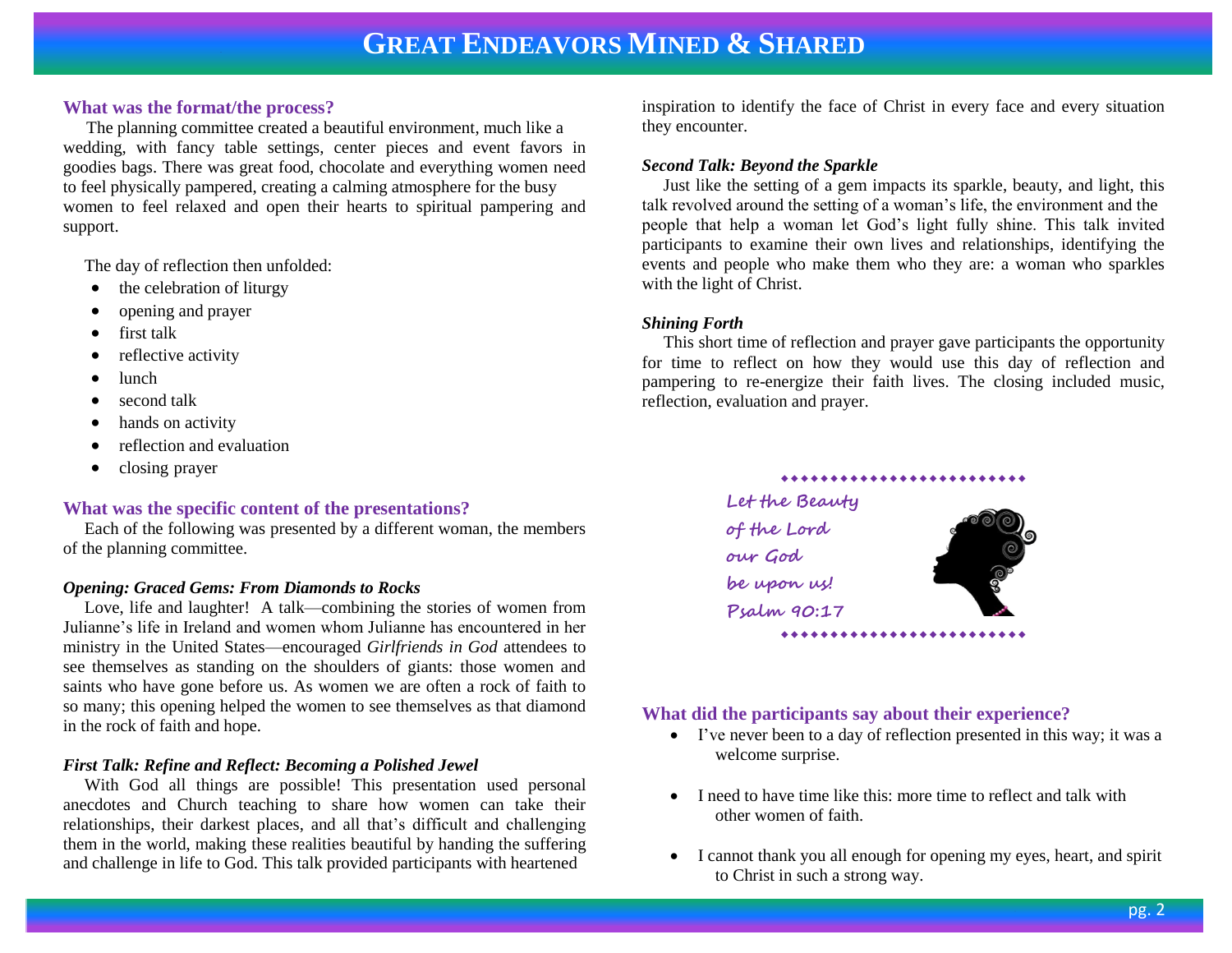## What was the format/the process?

The planning committee created a beautiful environment, much like a wedding, with fancy table settings, center pieces and event favors in goodies bags. There was great food, chocolate and everything women need to feel physically pampered, creating a calming atmosphere for the busy women to feel relaxed and open their hearts to spiritual pampering and support.

The day of reflection then unfolded:

- the celebration of liturgy
- opening and prayer
- first talk
- reflective activity
- lunch
- second talk
- hands on activity
- reflection and evaluation
- closing prayer

## What was the specific content of the presentations?

Each of the following was presented by a different woman, the members of the planning committee.

***Opening: Graced Gems: From Diamonds to Rocks***

Love, life and laughter! A talk—combining the stories of women from Julianne's life in Ireland and women whom Julianne has encountered in her ministry in the United States—encouraged *Girlfriends in God* attendees to see themselves as standing on the shoulders of giants: those women and saints who have gone before us. As women we are often a rock of faith to so many; this opening helped the women to see themselves as that diamond in the rock of faith and hope.

***First Talk: Refine and Reflect: Becoming a Polished Jewel***

With God all things are possible! This presentation used personal anecdotes and Church teaching to share how women can take their relationships, their darkest places, and all that's difficult and challenging them in the world, making these realities beautiful by handing the suffering and challenge in life to God. This talk provided participants with heartened inspiration to identify the face of Christ in every face and every situation they encounter.

***Second Talk: Beyond the Sparkle***

Just like the setting of a gem impacts its sparkle, beauty, and light, this talk revolved around the setting of a woman's life, the environment and the people that help a woman let God's light fully shine. This talk invited participants to examine their own lives and relationships, identifying the events and people who make them who they are: a woman who sparkles with the light of Christ.

***Shining Forth***

This short time of reflection and prayer gave participants the opportunity for time to reflect on how they would use this day of reflection and pampering to re-energize their faith lives. The closing included music, reflection, evaluation and prayer.

Let the Beauty of the Lord our God be upon us!
Psalm 90:17

## What did the participants say about their experience?

- I've never been to a day of reflection presented in this way; it was a welcome surprise.
- I need to have time like this: more time to reflect and talk with other women of faith.
- I cannot thank you all enough for opening my eyes, heart, and spirit to Christ in such a strong way.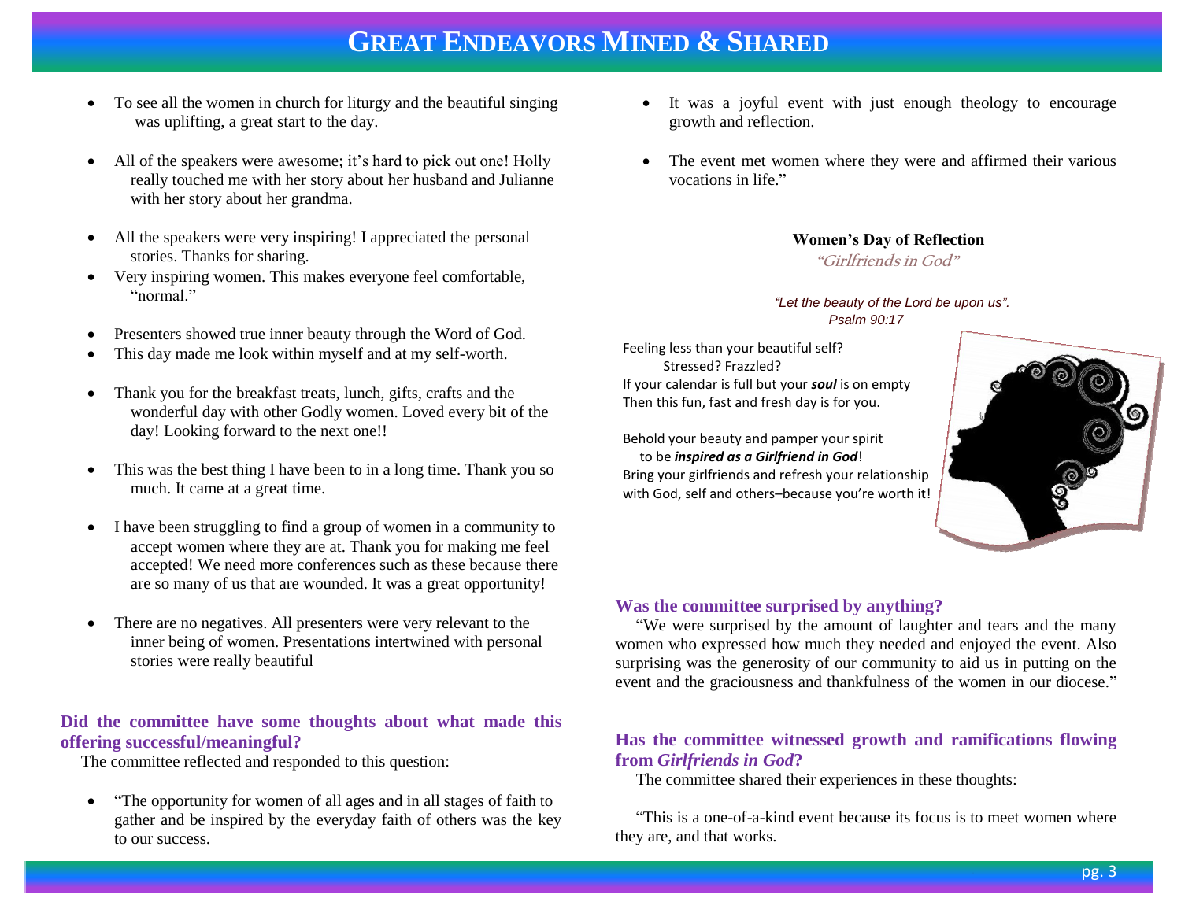- To see all the women in church for liturgy and the beautiful singing was uplifting, a great start to the day.
- All of the speakers were awesome; it's hard to pick out one! Holly really touched me with her story about her husband and Julianne with her story about her grandma.
- All the speakers were very inspiring! I appreciated the personal stories. Thanks for sharing.
- Very inspiring women. This makes everyone feel comfortable, "normal."
- Presenters showed true inner beauty through the Word of God.
- This day made me look within myself and at my self-worth.
- Thank you for the breakfast treats, lunch, gifts, crafts and the wonderful day with other Godly women. Loved every bit of the day! Looking forward to the next one!!
- This was the best thing I have been to in a long time. Thank you so much. It came at a great time.
- I have been struggling to find a group of women in a community to accept women where they are at. Thank you for making me feel accepted! We need more conferences such as these because there are so many of us that are wounded. It was a great opportunity!
- There are no negatives. All presenters were very relevant to the inner being of women. Presentations intertwined with personal stories were really beautiful

### Did the committee have some thoughts about what made this offering successful/meaningful?

The committee reflected and responded to this question:

- "The opportunity for women of all ages and in all stages of faith to gather and be inspired by the everyday faith of others was the key to our success.
- It was a joyful event with just enough theology to encourage growth and reflection.
- The event met women where they were and affirmed their various vocations in life."

**Women's Day of Reflection**

*"Girlfriends in God"*

*"Let the beauty of the Lord be upon us". Psalm 90:17*

Feeling less than your beautiful self?
Stressed? Frazzled?
If your calendar is full but your ***soul*** is on empty
Then this fun, fast and fresh day is for you.

Behold your beauty and pamper your spirit
to be ***inspired as a Girlfriend in God***!
Bring your girlfriends and refresh your relationship
with God, self and others–because you're worth it!

### Was the committee surprised by anything?

"We were surprised by the amount of laughter and tears and the many women who expressed how much they needed and enjoyed the event. Also surprising was the generosity of our community to aid us in putting on the event and the graciousness and thankfulness of the women in our diocese."

### Has the committee witnessed growth and ramifications flowing from *Girlfriends in God*?

The committee shared their experiences in these thoughts:

"This is a one-of-a-kind event because its focus is to meet women where they are, and that works.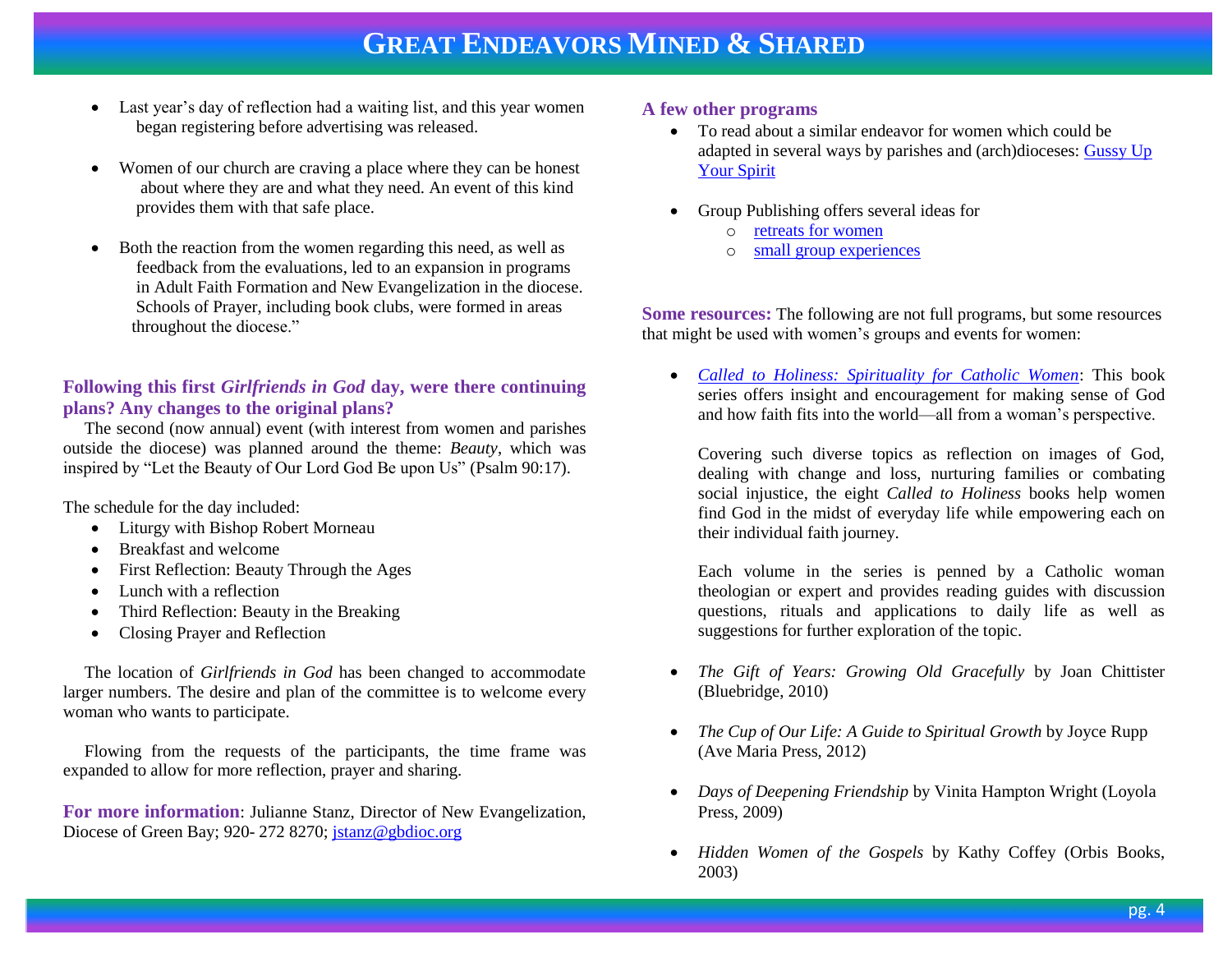- Last year's day of reflection had a waiting list, and this year women began registering before advertising was released.

- Women of our church are craving a place where they can be honest about where they are and what they need. An event of this kind provides them with that safe place.

- Both the reaction from the women regarding this need, as well as feedback from the evaluations, led to an expansion in programs in Adult Faith Formation and New Evangelization in the diocese. Schools of Prayer, including book clubs, were formed in areas throughout the diocese."

### Following this first *Girlfriends in God* day, were there continuing plans? Any changes to the original plans?

The second (now annual) event (with interest from women and parishes outside the diocese) was planned around the theme: *Beauty*, which was inspired by "Let the Beauty of Our Lord God Be upon Us" (Psalm 90:17).

The schedule for the day included:

- Liturgy with Bishop Robert Morneau
- Breakfast and welcome
- First Reflection: Beauty Through the Ages
- Lunch with a reflection
- Third Reflection: Beauty in the Breaking
- Closing Prayer and Reflection

The location of *Girlfriends in God* has been changed to accommodate larger numbers. The desire and plan of the committee is to welcome every woman who wants to participate.

Flowing from the requests of the participants, the time frame was expanded to allow for more reflection, prayer and sharing.

**For more information**: Julianne Stanz, Director of New Evangelization, Diocese of Green Bay; 920- 272 8270; jstanz@gbdioc.org

### A few other programs

- To read about a similar endeavor for women which could be adapted in several ways by parishes and (arch)dioceses: Gussy Up Your Spirit

- Group Publishing offers several ideas for
  - retreats for women
  - small group experiences

**Some resources:** The following are not full programs, but some resources that might be used with women's groups and events for women:

- *Called to Holiness: Spirituality for Catholic Women*: This book series offers insight and encouragement for making sense of God and how faith fits into the world—all from a woman's perspective.

  Covering such diverse topics as reflection on images of God, dealing with change and loss, nurturing families or combating social injustice, the eight *Called to Holiness* books help women find God in the midst of everyday life while empowering each on their individual faith journey.

  Each volume in the series is penned by a Catholic woman theologian or expert and provides reading guides with discussion questions, rituals and applications to daily life as well as suggestions for further exploration of the topic.

- *The Gift of Years: Growing Old Gracefully* by Joan Chittister (Bluebridge, 2010)

- *The Cup of Our Life: A Guide to Spiritual Growth* by Joyce Rupp (Ave Maria Press, 2012)

- *Days of Deepening Friendship* by Vinita Hampton Wright (Loyola Press, 2009)

- *Hidden Women of the Gospels* by Kathy Coffey (Orbis Books, 2003)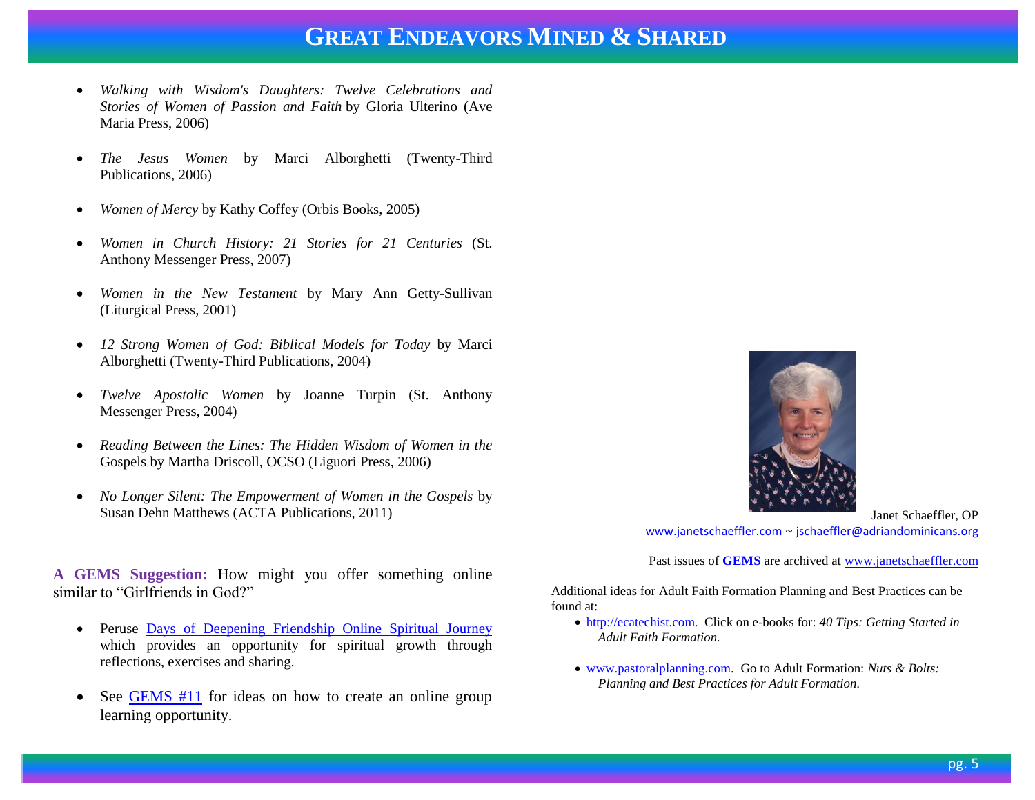- *Walking with Wisdom's Daughters: Twelve Celebrations and Stories of Women of Passion and Faith* by Gloria Ulterino (Ave Maria Press, 2006)

- *The Jesus Women* by Marci Alborghetti (Twenty-Third Publications, 2006)

- *Women of Mercy* by Kathy Coffey (Orbis Books, 2005)

- *Women in Church History: 21 Stories for 21 Centuries* (St. Anthony Messenger Press, 2007)

- *Women in the New Testament* by Mary Ann Getty-Sullivan (Liturgical Press, 2001)

- *12 Strong Women of God: Biblical Models for Today* by Marci Alborghetti (Twenty-Third Publications, 2004)

- *Twelve Apostolic Women* by Joanne Turpin (St. Anthony Messenger Press, 2004)

- *Reading Between the Lines: The Hidden Wisdom of Women in the* Gospels by Martha Driscoll, OCSO (Liguori Press, 2006)

- *No Longer Silent: The Empowerment of Women in the Gospels* by Susan Dehn Matthews (ACTA Publications, 2011)

**A GEMS Suggestion:** How might you offer something online similar to "Girlfriends in God?"

- Peruse Days of Deepening Friendship Online Spiritual Journey which provides an opportunity for spiritual growth through reflections, exercises and sharing.

- See GEMS #11 for ideas on how to create an online group learning opportunity.

Janet Schaeffler, OP
www.janetschaeffler.com ~ jschaeffler@adriandominicans.org

Past issues of **GEMS** are archived at www.janetschaeffler.com

Additional ideas for Adult Faith Formation Planning and Best Practices can be found at:

- http://ecatechist.com. Click on e-books for: *40 Tips: Getting Started in Adult Faith Formation.*

- www.pastoralplanning.com. Go to Adult Formation: *Nuts & Bolts: Planning and Best Practices for Adult Formation.*